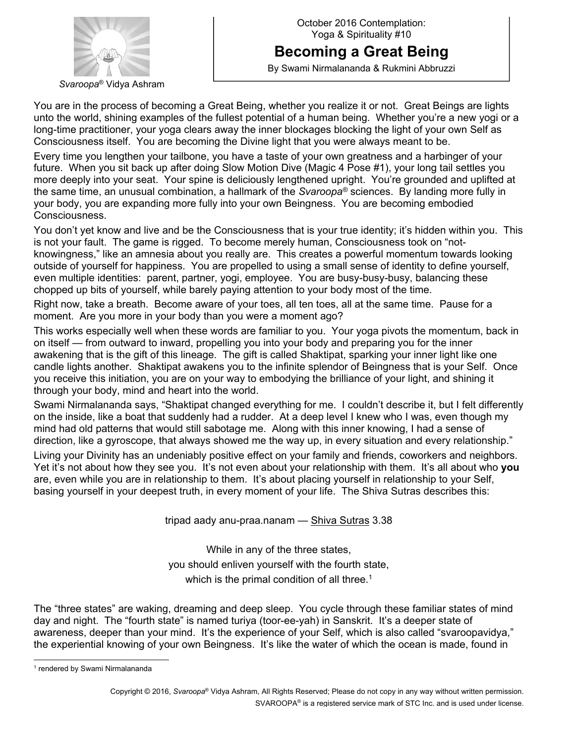Svaroopa® Vidya Ashram

October 2016 Contemplation:
Yoga & Spirituality #10

# Becoming a Great Being

By Swami Nirmalananda & Rukmini Abbruzzi

You are in the process of becoming a Great Being, whether you realize it or not. Great Beings are lights unto the world, shining examples of the fullest potential of a human being. Whether you're a new yogi or a long-time practitioner, your yoga clears away the inner blockages blocking the light of your own Self as Consciousness itself. You are becoming the Divine light that you were always meant to be.

Every time you lengthen your tailbone, you have a taste of your own greatness and a harbinger of your future. When you sit back up after doing Slow Motion Dive (Magic 4 Pose #1), your long tail settles you more deeply into your seat. Your spine is deliciously lengthened upright. You're grounded and uplifted at the same time, an unusual combination, a hallmark of the *Svaroopa®* sciences. By landing more fully in your body, you are expanding more fully into your own Beingness. You are becoming embodied Consciousness.

You don't yet know and live and be the Consciousness that is your true identity; it's hidden within you. This is not your fault. The game is rigged. To become merely human, Consciousness took on "not-knowingness," like an amnesia about you really are. This creates a powerful momentum towards looking outside of yourself for happiness. You are propelled to using a small sense of identity to define yourself, even multiple identities: parent, partner, yogi, employee. You are busy-busy-busy, balancing these chopped up bits of yourself, while barely paying attention to your body most of the time.

Right now, take a breath. Become aware of your toes, all ten toes, all at the same time. Pause for a moment. Are you more in your body than you were a moment ago?

This works especially well when these words are familiar to you. Your yoga pivots the momentum, back in on itself — from outward to inward, propelling you into your body and preparing you for the inner awakening that is the gift of this lineage. The gift is called Shaktipat, sparking your inner light like one candle lights another. Shaktipat awakens you to the infinite splendor of Beingness that is your Self. Once you receive this initiation, you are on your way to embodying the brilliance of your light, and shining it through your body, mind and heart into the world.

Swami Nirmalananda says, "Shaktipat changed everything for me. I couldn't describe it, but I felt differently on the inside, like a boat that suddenly had a rudder. At a deep level I knew who I was, even though my mind had old patterns that would still sabotage me. Along with this inner knowing, I had a sense of direction, like a gyroscope, that always showed me the way up, in every situation and every relationship."

Living your Divinity has an undeniably positive effect on your family and friends, coworkers and neighbors. Yet it's not about how they see you. It's not even about your relationship with them. It's all about who **you** are, even while you are in relationship to them. It's about placing yourself in relationship to your Self, basing yourself in your deepest truth, in every moment of your life. The Shiva Sutras describes this:

tripad aady anu-praa.nanam — Shiva Sutras 3.38

While in any of the three states,
you should enliven yourself with the fourth state,
which is the primal condition of all three.[1]

The "three states" are waking, dreaming and deep sleep. You cycle through these familiar states of mind day and night. The "fourth state" is named turiya (toor-ee-yah) in Sanskrit. It's a deeper state of awareness, deeper than your mind. It's the experience of your Self, which is also called "svaroopavidya," the experiential knowing of your own Beingness. It's like the water of which the ocean is made, found in

[1] rendered by Swami Nirmalananda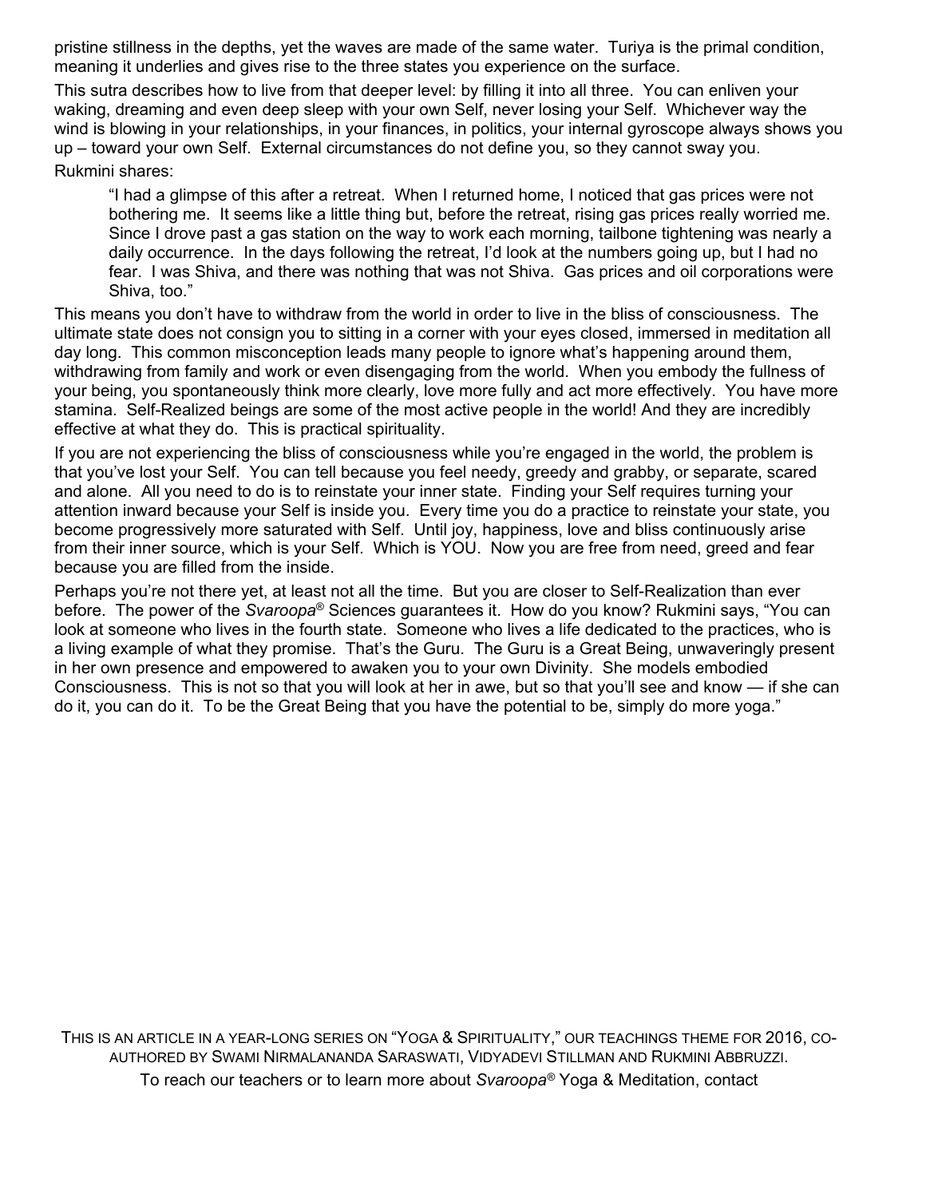pristine stillness in the depths, yet the waves are made of the same water. Turiya is the primal condition, meaning it underlies and gives rise to the three states you experience on the surface.

This sutra describes how to live from that deeper level: by filling it into all three. You can enliven your waking, dreaming and even deep sleep with your own Self, never losing your Self. Whichever way the wind is blowing in your relationships, in your finances, in politics, your internal gyroscope always shows you up – toward your own Self. External circumstances do not define you, so they cannot sway you.

Rukmini shares:

> "I had a glimpse of this after a retreat. When I returned home, I noticed that gas prices were not bothering me. It seems like a little thing but, before the retreat, rising gas prices really worried me. Since I drove past a gas station on the way to work each morning, tailbone tightening was nearly a daily occurrence. In the days following the retreat, I'd look at the numbers going up, but I had no fear. I was Shiva, and there was nothing that was not Shiva. Gas prices and oil corporations were Shiva, too."

This means you don't have to withdraw from the world in order to live in the bliss of consciousness. The ultimate state does not consign you to sitting in a corner with your eyes closed, immersed in meditation all day long. This common misconception leads many people to ignore what's happening around them, withdrawing from family and work or even disengaging from the world. When you embody the fullness of your being, you spontaneously think more clearly, love more fully and act more effectively. You have more stamina. Self-Realized beings are some of the most active people in the world! And they are incredibly effective at what they do. This is practical spirituality.

If you are not experiencing the bliss of consciousness while you're engaged in the world, the problem is that you've lost your Self. You can tell because you feel needy, greedy and grabby, or separate, scared and alone. All you need to do is to reinstate your inner state. Finding your Self requires turning your attention inward because your Self is inside you. Every time you do a practice to reinstate your state, you become progressively more saturated with Self. Until joy, happiness, love and bliss continuously arise from their inner source, which is your Self. Which is YOU. Now you are free from need, greed and fear because you are filled from the inside.

Perhaps you're not there yet, at least not all the time. But you are closer to Self-Realization than ever before. The power of the *Svaroopa*® Sciences guarantees it. How do you know? Rukmini says, "You can look at someone who lives in the fourth state. Someone who lives a life dedicated to the practices, who is a living example of what they promise. That's the Guru. The Guru is a Great Being, unwaveringly present in her own presence and empowered to awaken you to your own Divinity. She models embodied Consciousness. This is not so that you will look at her in awe, but so that you'll see and know — if she can do it, you can do it. To be the Great Being that you have the potential to be, simply do more yoga."

THIS IS AN ARTICLE IN A YEAR-LONG SERIES ON "YOGA & SPIRITUALITY," OUR TEACHINGS THEME FOR 2016, CO-AUTHORED BY SWAMI NIRMALANANDA SARASWATI, VIDYADEVI STILLMAN AND RUKMINI ABBRUZZI.

To reach our teachers or to learn more about *Svaroopa*® Yoga & Meditation, contact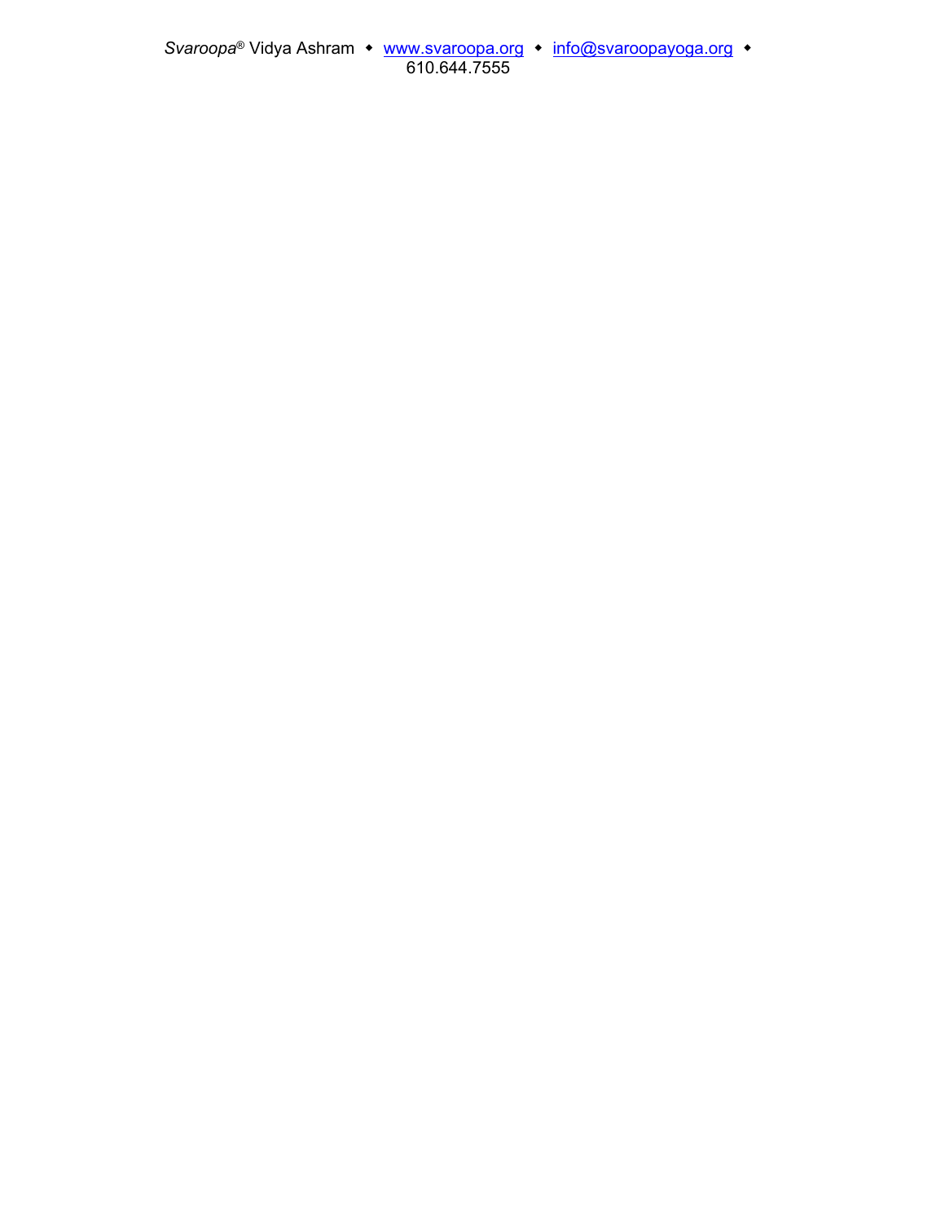*Svaroopa*® Vidya Ashram ◆ www.svaroopa.org ◆ info@svaroopayoga.org ◆ 610.644.7555